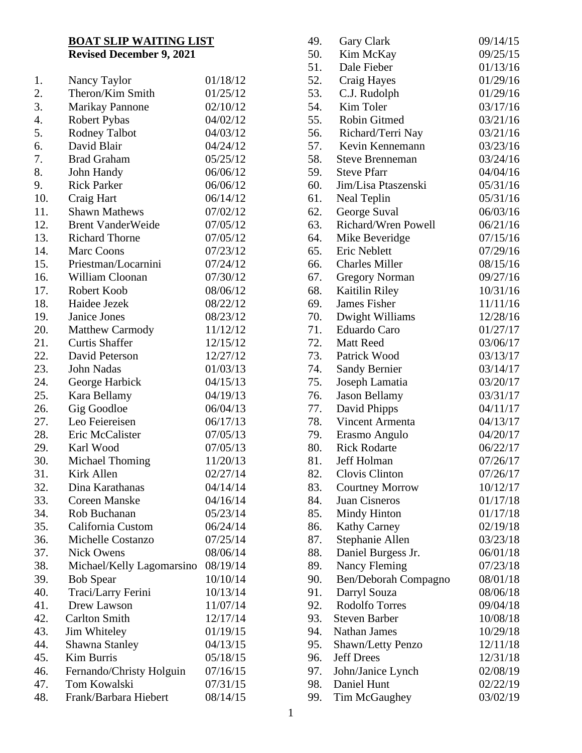## BOAT SLIP WAITING LIST

**Revised December 9, 2021**

| No. | Name | Date |
|---|---|---|
| 1. | Nancy Taylor | 01/18/12 |
| 2. | Theron/Kim Smith | 01/25/12 |
| 3. | Marikay Pannone | 02/10/12 |
| 4. | Robert Pybas | 04/02/12 |
| 5. | Rodney Talbot | 04/03/12 |
| 6. | David Blair | 04/24/12 |
| 7. | Brad Graham | 05/25/12 |
| 8. | John Handy | 06/06/12 |
| 9. | Rick Parker | 06/06/12 |
| 10. | Craig Hart | 06/14/12 |
| 11. | Shawn Mathews | 07/02/12 |
| 12. | Brent VanderWeide | 07/05/12 |
| 13. | Richard Thorne | 07/05/12 |
| 14. | Marc Coons | 07/23/12 |
| 15. | Priestman/Locarnini | 07/24/12 |
| 16. | William Cloonan | 07/30/12 |
| 17. | Robert Koob | 08/06/12 |
| 18. | Haidee Jezek | 08/22/12 |
| 19. | Janice Jones | 08/23/12 |
| 20. | Matthew Carmody | 11/12/12 |
| 21. | Curtis Shaffer | 12/15/12 |
| 22. | David Peterson | 12/27/12 |
| 23. | John Nadas | 01/03/13 |
| 24. | George Harbick | 04/15/13 |
| 25. | Kara Bellamy | 04/19/13 |
| 26. | Gig Goodloe | 06/04/13 |
| 27. | Leo Feiereisen | 06/17/13 |
| 28. | Eric McCalister | 07/05/13 |
| 29. | Karl Wood | 07/05/13 |
| 30. | Michael Thoming | 11/20/13 |
| 31. | Kirk Allen | 02/27/14 |
| 32. | Dina Karathanas | 04/14/14 |
| 33. | Coreen Manske | 04/16/14 |
| 34. | Rob Buchanan | 05/23/14 |
| 35. | California Custom | 06/24/14 |
| 36. | Michelle Costanzo | 07/25/14 |
| 37. | Nick Owens | 08/06/14 |
| 38. | Michael/Kelly Lagomarsino | 08/19/14 |
| 39. | Bob Spear | 10/10/14 |
| 40. | Traci/Larry Ferini | 10/13/14 |
| 41. | Drew Lawson | 11/07/14 |
| 42. | Carlton Smith | 12/17/14 |
| 43. | Jim Whiteley | 01/19/15 |
| 44. | Shawna Stanley | 04/13/15 |
| 45. | Kim Burris | 05/18/15 |
| 46. | Fernando/Christy Holguin | 07/16/15 |
| 47. | Tom Kowalski | 07/31/15 |
| 48. | Frank/Barbara Hiebert | 08/14/15 |
| 49. | Gary Clark | 09/14/15 |
| 50. | Kim McKay | 09/25/15 |
| 51. | Dale Fieber | 01/13/16 |
| 52. | Craig Hayes | 01/29/16 |
| 53. | C.J. Rudolph | 01/29/16 |
| 54. | Kim Toler | 03/17/16 |
| 55. | Robin Gitmed | 03/21/16 |
| 56. | Richard/Terri Nay | 03/21/16 |
| 57. | Kevin Kennemann | 03/23/16 |
| 58. | Steve Brenneman | 03/24/16 |
| 59. | Steve Pfarr | 04/04/16 |
| 60. | Jim/Lisa Ptaszenski | 05/31/16 |
| 61. | Neal Teplin | 05/31/16 |
| 62. | George Suval | 06/03/16 |
| 63. | Richard/Wren Powell | 06/21/16 |
| 64. | Mike Beveridge | 07/15/16 |
| 65. | Eric Neblett | 07/29/16 |
| 66. | Charles Miller | 08/15/16 |
| 67. | Gregory Norman | 09/27/16 |
| 68. | Kaitilin Riley | 10/31/16 |
| 69. | James Fisher | 11/11/16 |
| 70. | Dwight Williams | 12/28/16 |
| 71. | Eduardo Caro | 01/27/17 |
| 72. | Matt Reed | 03/06/17 |
| 73. | Patrick Wood | 03/13/17 |
| 74. | Sandy Bernier | 03/14/17 |
| 75. | Joseph Lamatia | 03/20/17 |
| 76. | Jason Bellamy | 03/31/17 |
| 77. | David Phipps | 04/11/17 |
| 78. | Vincent Armenta | 04/13/17 |
| 79. | Erasmo Angulo | 04/20/17 |
| 80. | Rick Rodarte | 06/22/17 |
| 81. | Jeff Holman | 07/26/17 |
| 82. | Clovis Clinton | 07/26/17 |
| 83. | Courtney Morrow | 10/12/17 |
| 84. | Juan Cisneros | 01/17/18 |
| 85. | Mindy Hinton | 01/17/18 |
| 86. | Kathy Carney | 02/19/18 |
| 87. | Stephanie Allen | 03/23/18 |
| 88. | Daniel Burgess Jr. | 06/01/18 |
| 89. | Nancy Fleming | 07/23/18 |
| 90. | Ben/Deborah Compagno | 08/01/18 |
| 91. | Darryl Souza | 08/06/18 |
| 92. | Rodolfo Torres | 09/04/18 |
| 93. | Steven Barber | 10/08/18 |
| 94. | Nathan James | 10/29/18 |
| 95. | Shawn/Letty Penzo | 12/11/18 |
| 96. | Jeff Drees | 12/31/18 |
| 97. | John/Janice Lynch | 02/08/19 |
| 98. | Daniel Hunt | 02/22/19 |
| 99. | Tim McGaughey | 03/02/19 |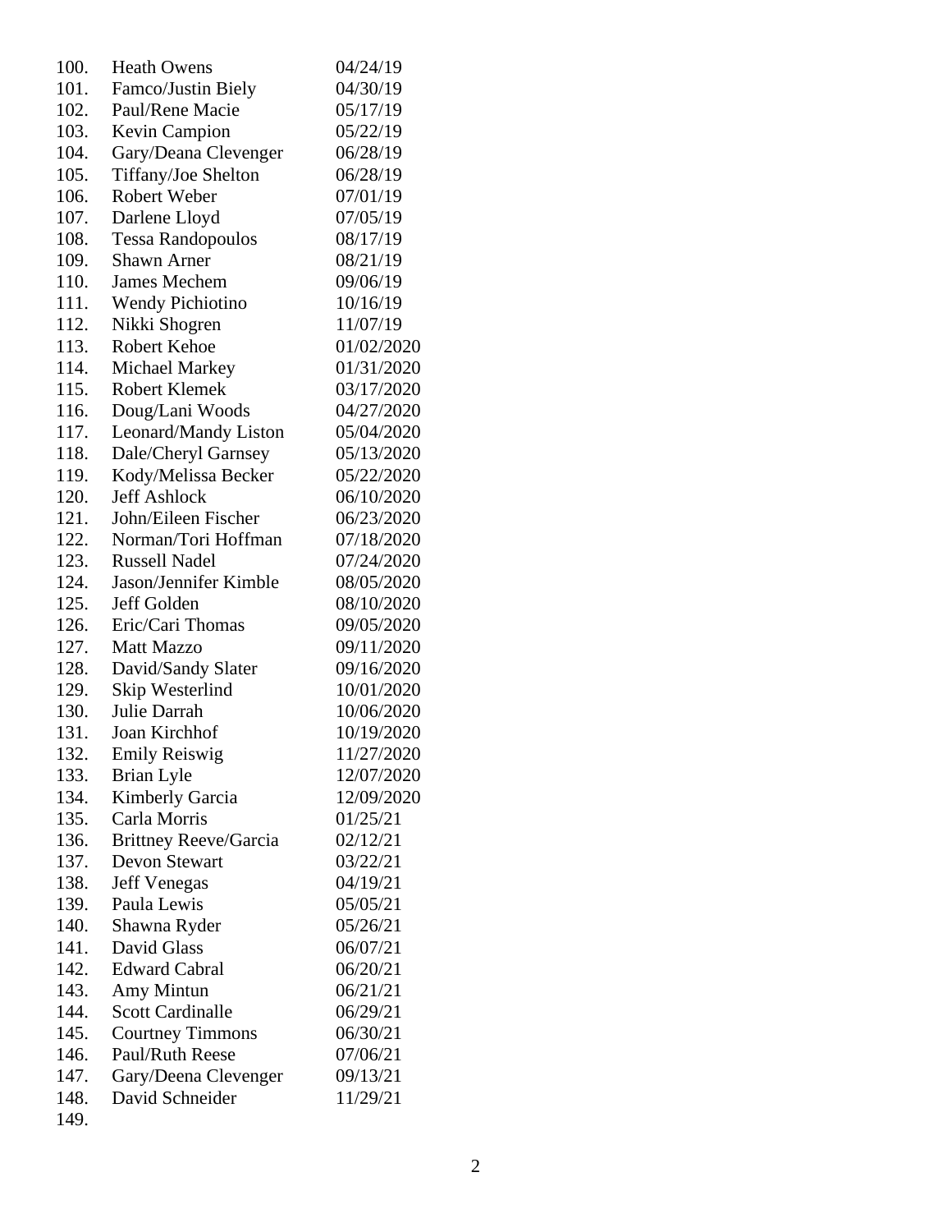| | | |
|---|---|---|
| 100. | Heath Owens | 04/24/19 |
| 101. | Famco/Justin Biely | 04/30/19 |
| 102. | Paul/Rene Macie | 05/17/19 |
| 103. | Kevin Campion | 05/22/19 |
| 104. | Gary/Deana Clevenger | 06/28/19 |
| 105. | Tiffany/Joe Shelton | 06/28/19 |
| 106. | Robert Weber | 07/01/19 |
| 107. | Darlene Lloyd | 07/05/19 |
| 108. | Tessa Randopoulos | 08/17/19 |
| 109. | Shawn Arner | 08/21/19 |
| 110. | James Mechem | 09/06/19 |
| 111. | Wendy Pichiotino | 10/16/19 |
| 112. | Nikki Shogren | 11/07/19 |
| 113. | Robert Kehoe | 01/02/2020 |
| 114. | Michael Markey | 01/31/2020 |
| 115. | Robert Klemek | 03/17/2020 |
| 116. | Doug/Lani Woods | 04/27/2020 |
| 117. | Leonard/Mandy Liston | 05/04/2020 |
| 118. | Dale/Cheryl Garnsey | 05/13/2020 |
| 119. | Kody/Melissa Becker | 05/22/2020 |
| 120. | Jeff Ashlock | 06/10/2020 |
| 121. | John/Eileen Fischer | 06/23/2020 |
| 122. | Norman/Tori Hoffman | 07/18/2020 |
| 123. | Russell Nadel | 07/24/2020 |
| 124. | Jason/Jennifer Kimble | 08/05/2020 |
| 125. | Jeff Golden | 08/10/2020 |
| 126. | Eric/Cari Thomas | 09/05/2020 |
| 127. | Matt Mazzo | 09/11/2020 |
| 128. | David/Sandy Slater | 09/16/2020 |
| 129. | Skip Westerlind | 10/01/2020 |
| 130. | Julie Darrah | 10/06/2020 |
| 131. | Joan Kirchhof | 10/19/2020 |
| 132. | Emily Reiswig | 11/27/2020 |
| 133. | Brian Lyle | 12/07/2020 |
| 134. | Kimberly Garcia | 12/09/2020 |
| 135. | Carla Morris | 01/25/21 |
| 136. | Brittney Reeve/Garcia | 02/12/21 |
| 137. | Devon Stewart | 03/22/21 |
| 138. | Jeff Venegas | 04/19/21 |
| 139. | Paula Lewis | 05/05/21 |
| 140. | Shawna Ryder | 05/26/21 |
| 141. | David Glass | 06/07/21 |
| 142. | Edward Cabral | 06/20/21 |
| 143. | Amy Mintun | 06/21/21 |
| 144. | Scott Cardinalle | 06/29/21 |
| 145. | Courtney Timmons | 06/30/21 |
| 146. | Paul/Ruth Reese | 07/06/21 |
| 147. | Gary/Deena Clevenger | 09/13/21 |
| 148. | David Schneider | 11/29/21 |
| 149. | | |